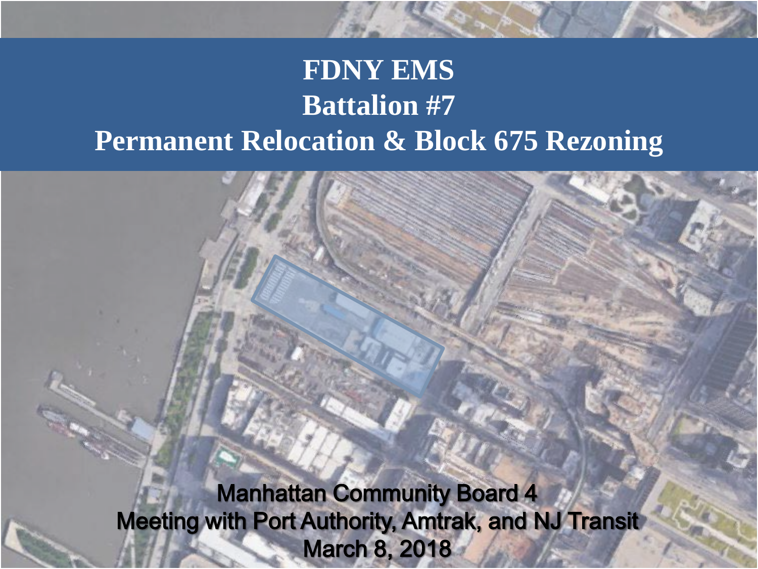# FDNY EMS
# Battalion #7
# Permanent Relocation & Block 675 Rezoning

Manhattan Community Board 4
Meeting with Port Authority, Amtrak, and NJ Transit
March 8, 2018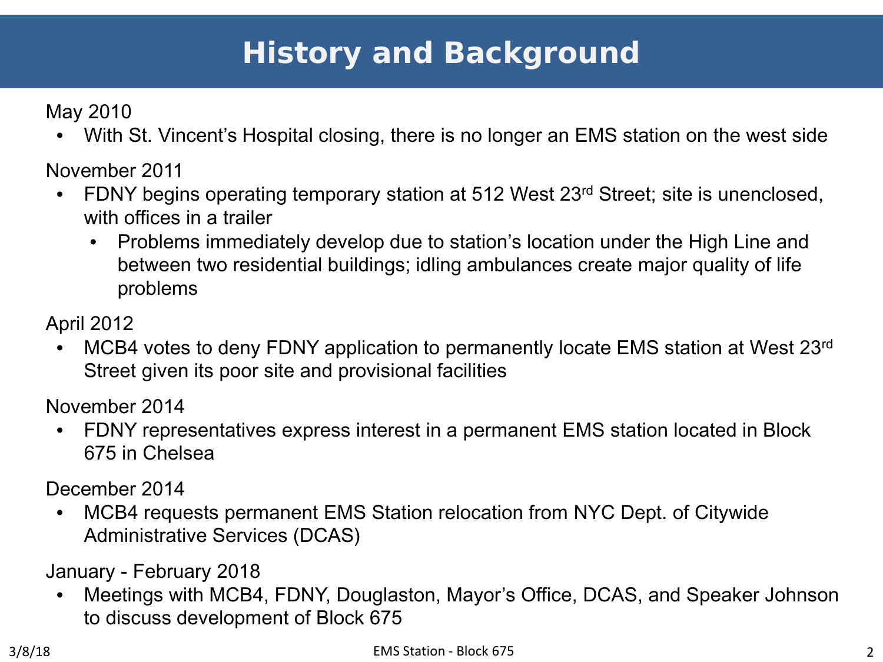# History and Background

May 2010

- With St. Vincent's Hospital closing, there is no longer an EMS station on the west side

November 2011

- FDNY begins operating temporary station at 512 West 23rd Street; site is unenclosed, with offices in a trailer
  - Problems immediately develop due to station's location under the High Line and between two residential buildings; idling ambulances create major quality of life problems

April 2012

- MCB4 votes to deny FDNY application to permanently locate EMS station at West 23rd Street given its poor site and provisional facilities

November 2014

- FDNY representatives express interest in a permanent EMS station located in Block 675 in Chelsea

December 2014

- MCB4 requests permanent EMS Station relocation from NYC Dept. of Citywide Administrative Services (DCAS)

January - February 2018

- Meetings with MCB4, FDNY, Douglaston, Mayor's Office, DCAS, and Speaker Johnson to discuss development of Block 675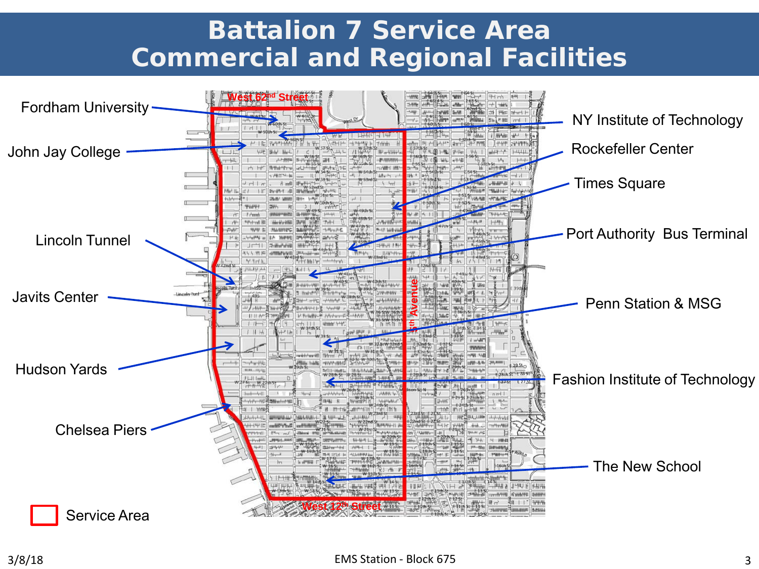# Battalion 7 Service Area
# Commercial and Regional Facilities

- Fordham University
- John Jay College
- Lincoln Tunnel
- Javits Center
- Hudson Yards
- Chelsea Piers
- NY Institute of Technology
- Rockefeller Center
- Times Square
- Port Authority Bus Terminal
- Penn Station & MSG
- Fashion Institute of Technology
- The New School

West 62nd Street

5th Avenue

West 12th Street

Service Area

3/8/18

EMS Station - Block 675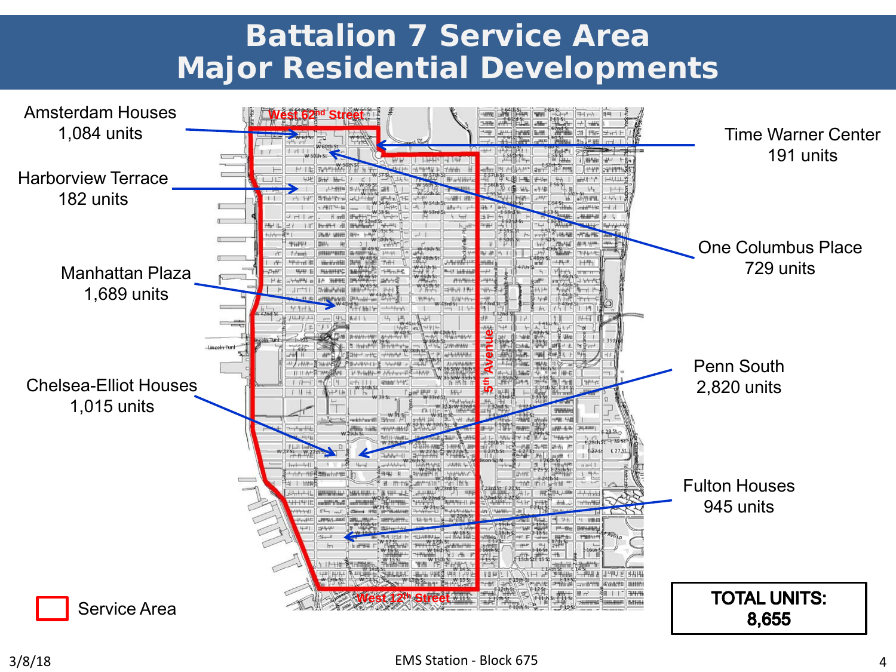# Battalion 7 Service Area
# Major Residential Developments

Amsterdam Houses
1,084 units

Harborview Terrace
182 units

Manhattan Plaza
1,689 units

Chelsea-Elliot Houses
1,015 units

Time Warner Center
191 units

One Columbus Place
729 units

Penn South
2,820 units

Fulton Houses
945 units

West 62nd Street

5th Avenue

West 12th Street

Service Area

**TOTAL UNITS:**
**8,655**

3/8/18

EMS Station - Block 675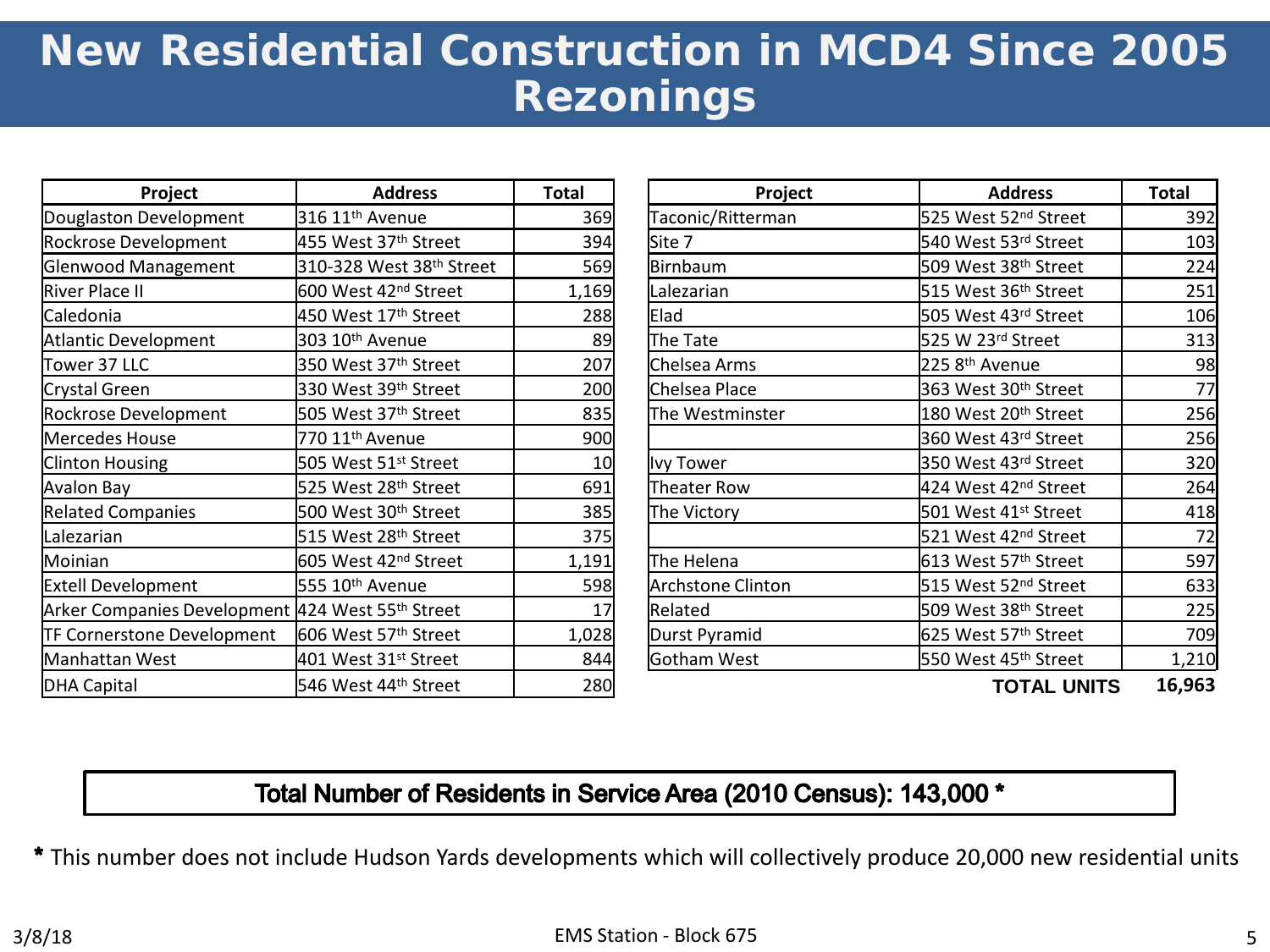# New Residential Construction in MCD4 Since 2005 Rezonings

| Project | Address | Total |
|---|---|---|
| Douglaston Development | 316 11th Avenue | 369 |
| Rockrose Development | 455 West 37th Street | 394 |
| Glenwood Management | 310-328 West 38th Street | 569 |
| River Place II | 600 West 42nd Street | 1,169 |
| Caledonia | 450 West 17th Street | 288 |
| Atlantic Development | 303 10th Avenue | 89 |
| Tower 37 LLC | 350 West 37th Street | 207 |
| Crystal Green | 330 West 39th Street | 200 |
| Rockrose Development | 505 West 37th Street | 835 |
| Mercedes House | 770 11th Avenue | 900 |
| Clinton Housing | 505 West 51st Street | 10 |
| Avalon Bay | 525 West 28th Street | 691 |
| Related Companies | 500 West 30th Street | 385 |
| Lalezarian | 515 West 28th Street | 375 |
| Moinian | 605 West 42nd Street | 1,191 |
| Extell Development | 555 10th Avenue | 598 |
| Arker Companies Development | 424 West 55th Street | 17 |
| TF Cornerstone Development | 606 West 57th Street | 1,028 |
| Manhattan West | 401 West 31st Street | 844 |
| DHA Capital | 546 West 44th Street | 280 |

| Project | Address | Total |
|---|---|---|
| Taconic/Ritterman | 525 West 52nd Street | 392 |
| Site 7 | 540 West 53rd Street | 103 |
| Birnbaum | 509 West 38th Street | 224 |
| Lalezarian | 515 West 36th Street | 251 |
| Elad | 505 West 43rd Street | 106 |
| The Tate | 525 W 23rd Street | 313 |
| Chelsea Arms | 225 8th Avenue | 98 |
| Chelsea Place | 363 West 30th Street | 77 |
| The Westminster | 180 West 20th Street | 256 |
| | 360 West 43rd Street | 256 |
| Ivy Tower | 350 West 43rd Street | 320 |
| Theater Row | 424 West 42nd Street | 264 |
| The Victory | 501 West 41st Street | 418 |
| | 521 West 42nd Street | 72 |
| The Helena | 613 West 57th Street | 597 |
| Archstone Clinton | 515 West 52nd Street | 633 |
| Related | 509 West 38th Street | 225 |
| Durst Pyramid | 625 West 57th Street | 709 |
| Gotham West | 550 West 45th Street | 1,210 |
| | **TOTAL UNITS** | **16,963** |

**Total Number of Residents in Service Area (2010 Census): 143,000 \***

\* This number does not include Hudson Yards developments which will collectively produce 20,000 new residential units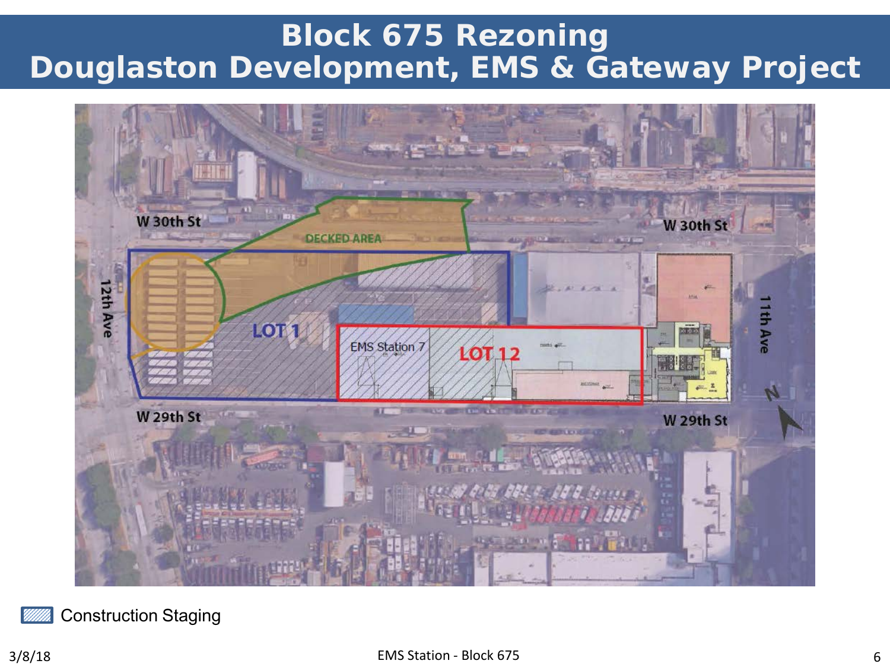# Block 675 Rezoning
# Douglaston Development, EMS & Gateway Project

W 30th St

DECKED AREA

W 30th St

12th Ave

LOT 1

EMS Station 7

LOT 12

11th Ave

W 29th St

W 29th St

Construction Staging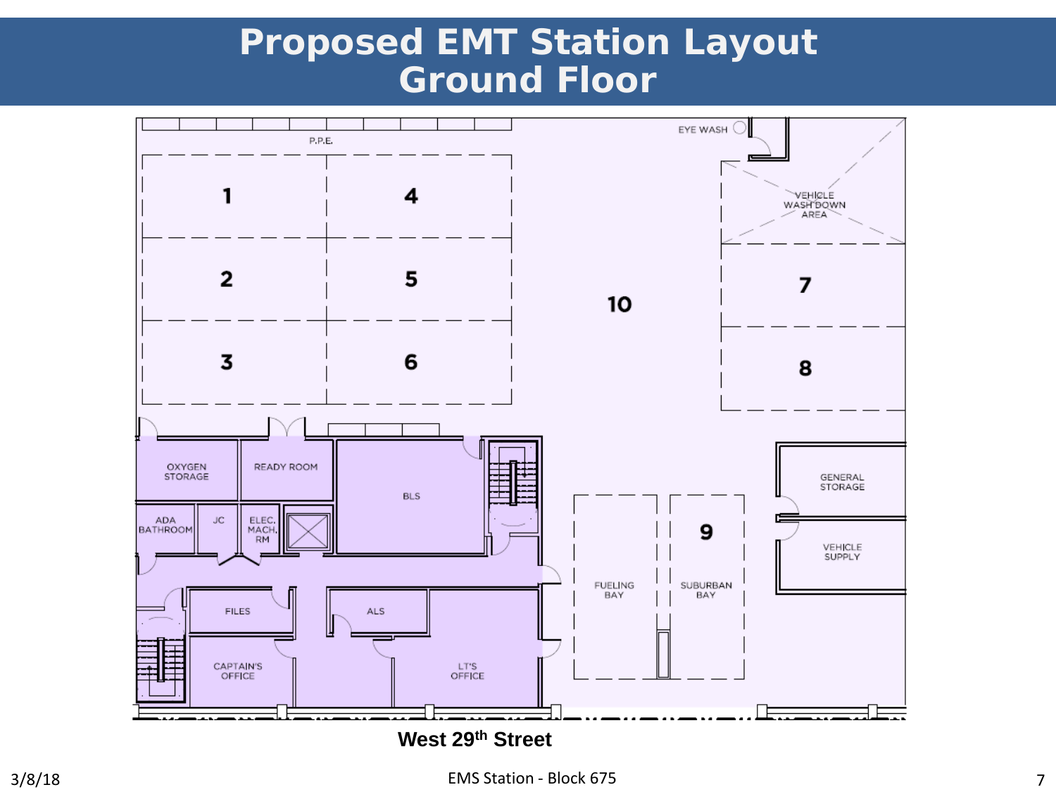# Proposed EMT Station Layout
## Ground Floor

P.P.E.

1 | 4

2 | 5

3 | 6

10

EYE WASH

VEHICLE WASH DOWN AREA

7

8

OXYGEN STORAGE

READY ROOM

BLS

ADA BATHROOM

JC

ELEC. MACH. RM

FILES

ALS

CAPTAIN'S OFFICE

LT'S OFFICE

FUELING BAY

9

SUBURBAN BAY

GENERAL STORAGE

VEHICLE SUPPLY

**West 29th Street**

3/8/18

EMS Station - Block 675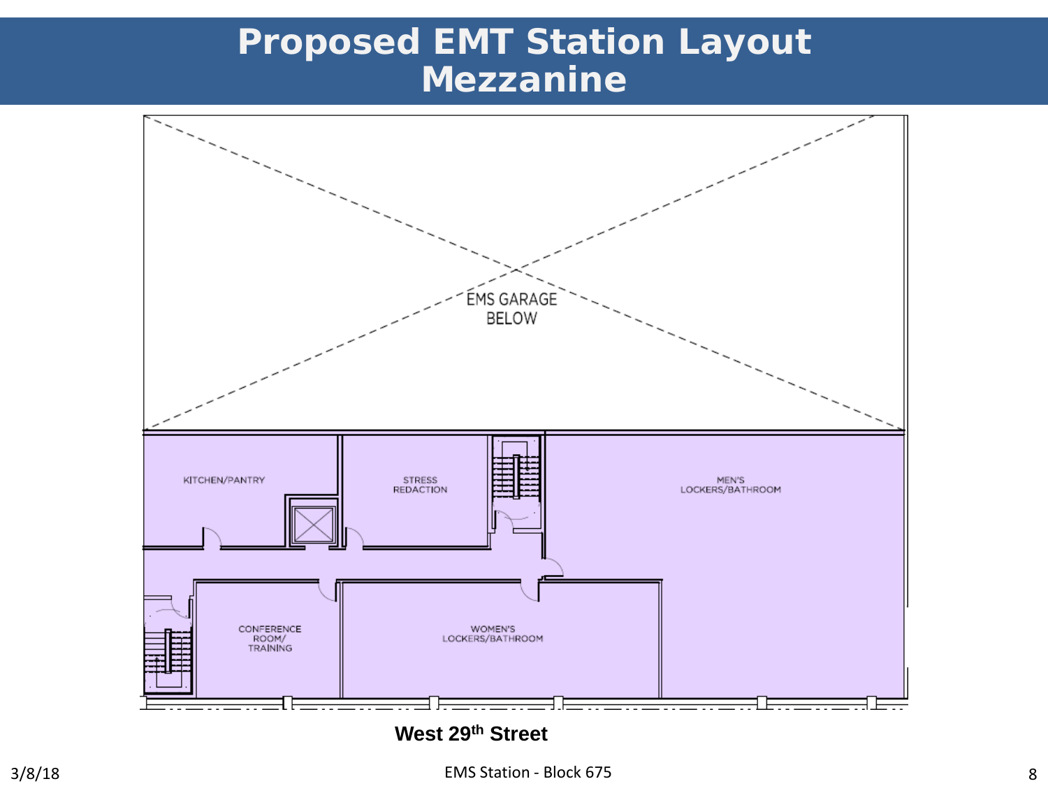# Proposed EMT Station Layout Mezzanine

EMS GARAGE BELOW

KITCHEN/PANTRY

STRESS REDACTION

MEN'S LOCKERS/BATHROOM

CONFERENCE ROOM/ TRAINING

WOMEN'S LOCKERS/BATHROOM

**West 29th Street**

3/8/18

EMS Station - Block 675